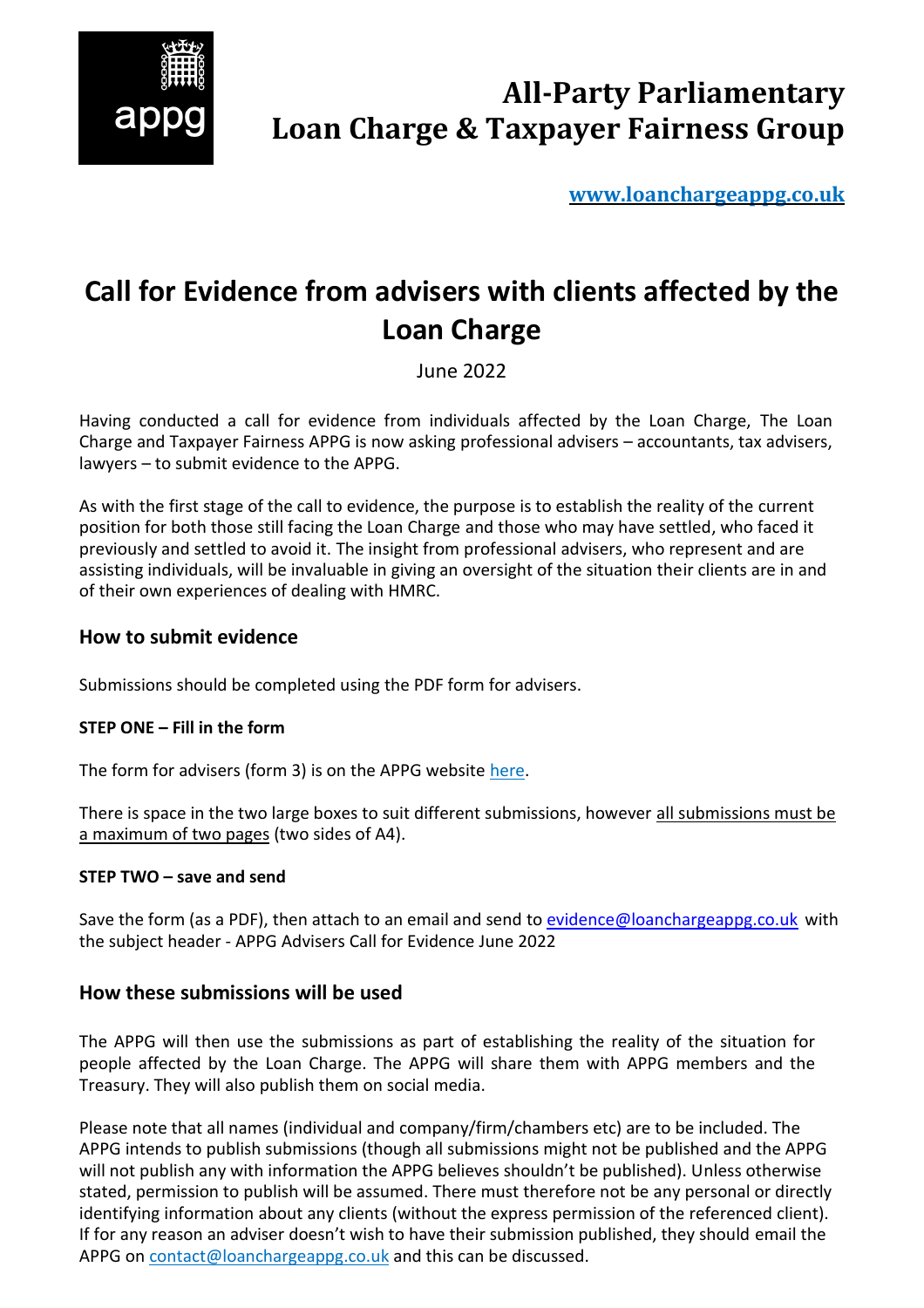appg

# All-Party Parliamentary Loan Charge & Taxpayer Fairness Group

**www.loanchargeappg.co.uk**

# Call for Evidence from advisers with clients affected by the Loan Charge

June 2022

Having conducted a call for evidence from individuals affected by the Loan Charge, The Loan Charge and Taxpayer Fairness APPG is now asking professional advisers – accountants, tax advisers, lawyers – to submit evidence to the APPG.

As with the first stage of the call to evidence, the purpose is to establish the reality of the current position for both those still facing the Loan Charge and those who may have settled, who faced it previously and settled to avoid it. The insight from professional advisers, who represent and are assisting individuals, will be invaluable in giving an oversight of the situation their clients are in and of their own experiences of dealing with HMRC.

## How to submit evidence

Submissions should be completed using the PDF form for advisers.

**STEP ONE – Fill in the form**

The form for advisers (form 3) is on the APPG website here.

There is space in the two large boxes to suit different submissions, however all submissions must be a maximum of two pages (two sides of A4).

**STEP TWO – save and send**

Save the form (as a PDF), then attach to an email and send to evidence@loanchargeappg.co.uk with the subject header - APPG Advisers Call for Evidence June 2022

## How these submissions will be used

The APPG will then use the submissions as part of establishing the reality of the situation for people affected by the Loan Charge. The APPG will share them with APPG members and the Treasury. They will also publish them on social media.

Please note that all names (individual and company/firm/chambers etc) are to be included. The APPG intends to publish submissions (though all submissions might not be published and the APPG will not publish any with information the APPG believes shouldn't be published). Unless otherwise stated, permission to publish will be assumed. There must therefore not be any personal or directly identifying information about any clients (without the express permission of the referenced client). If for any reason an adviser doesn't wish to have their submission published, they should email the APPG on contact@loanchargeappg.co.uk and this can be discussed.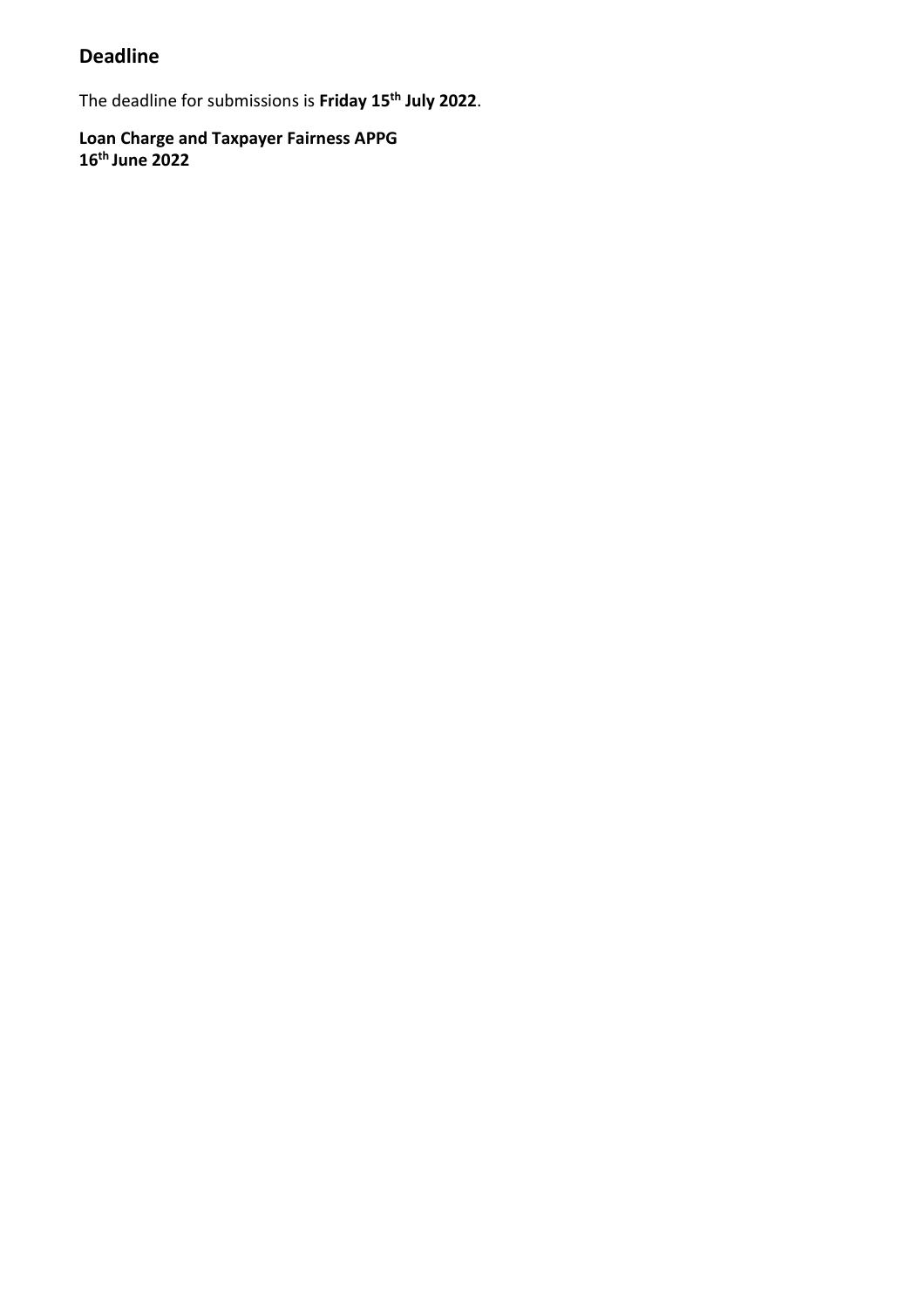## Deadline

The deadline for submissions is **Friday 15th July 2022**.

**Loan Charge and Taxpayer Fairness APPG**
**16th June 2022**